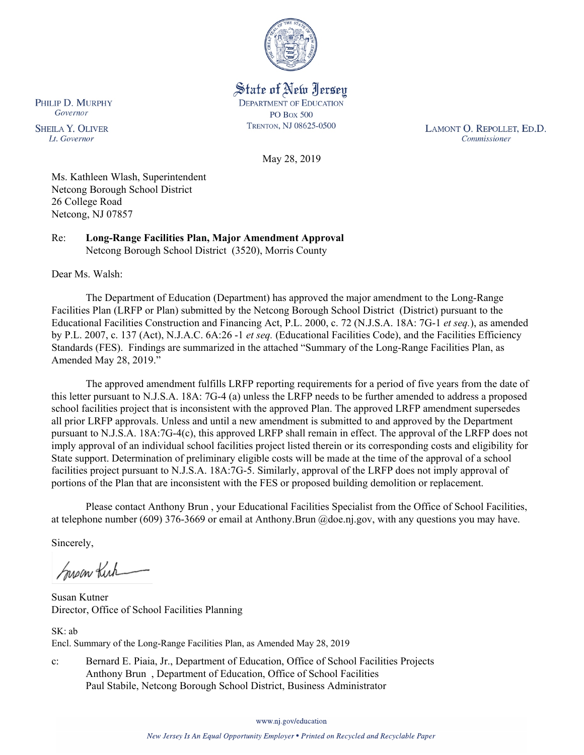State of New Jersey
DEPARTMENT OF EDUCATION
PO BOX 500
TRENTON, NJ 08625-0500

PHILIP D. MURPHY
*Governor*

SHEILA Y. OLIVER
*Lt. Governor*

LAMONT O. REPOLLET, ED.D.
*Commissioner*

May 28, 2019

Ms. Kathleen Wlash, Superintendent
Netcong Borough School District
26 College Road
Netcong, NJ 07857

Re: **Long-Range Facilities Plan, Major Amendment Approval**
Netcong Borough School District (3520), Morris County

Dear Ms. Walsh:

The Department of Education (Department) has approved the major amendment to the Long-Range Facilities Plan (LRFP or Plan) submitted by the Netcong Borough School District (District) pursuant to the Educational Facilities Construction and Financing Act, P.L. 2000, c. 72 (N.J.S.A. 18A: 7G-1 *et seq.*), as amended by P.L. 2007, c. 137 (Act), N.J.A.C. 6A:26 -1 *et seq.* (Educational Facilities Code), and the Facilities Efficiency Standards (FES). Findings are summarized in the attached "Summary of the Long-Range Facilities Plan, as Amended May 28, 2019."

The approved amendment fulfills LRFP reporting requirements for a period of five years from the date of this letter pursuant to N.J.S.A. 18A: 7G-4 (a) unless the LRFP needs to be further amended to address a proposed school facilities project that is inconsistent with the approved Plan. The approved LRFP amendment supersedes all prior LRFP approvals. Unless and until a new amendment is submitted to and approved by the Department pursuant to N.J.S.A. 18A:7G-4(c), this approved LRFP shall remain in effect. The approval of the LRFP does not imply approval of an individual school facilities project listed therein or its corresponding costs and eligibility for State support. Determination of preliminary eligible costs will be made at the time of the approval of a school facilities project pursuant to N.J.S.A. 18A:7G-5. Similarly, approval of the LRFP does not imply approval of portions of the Plan that are inconsistent with the FES or proposed building demolition or replacement.

Please contact Anthony Brun , your Educational Facilities Specialist from the Office of School Facilities, at telephone number (609) 376-3669 or email at Anthony.Brun @doe.nj.gov, with any questions you may have.

Sincerely,

Susan Kutner
Director, Office of School Facilities Planning

SK: ab
Encl. Summary of the Long-Range Facilities Plan, as Amended May 28, 2019

c: Bernard E. Piaia, Jr., Department of Education, Office of School Facilities Projects
Anthony Brun , Department of Education, Office of School Facilities
Paul Stabile, Netcong Borough School District, Business Administrator

www.nj.gov/education

*New Jersey Is An Equal Opportunity Employer • Printed on Recycled and Recyclable Paper*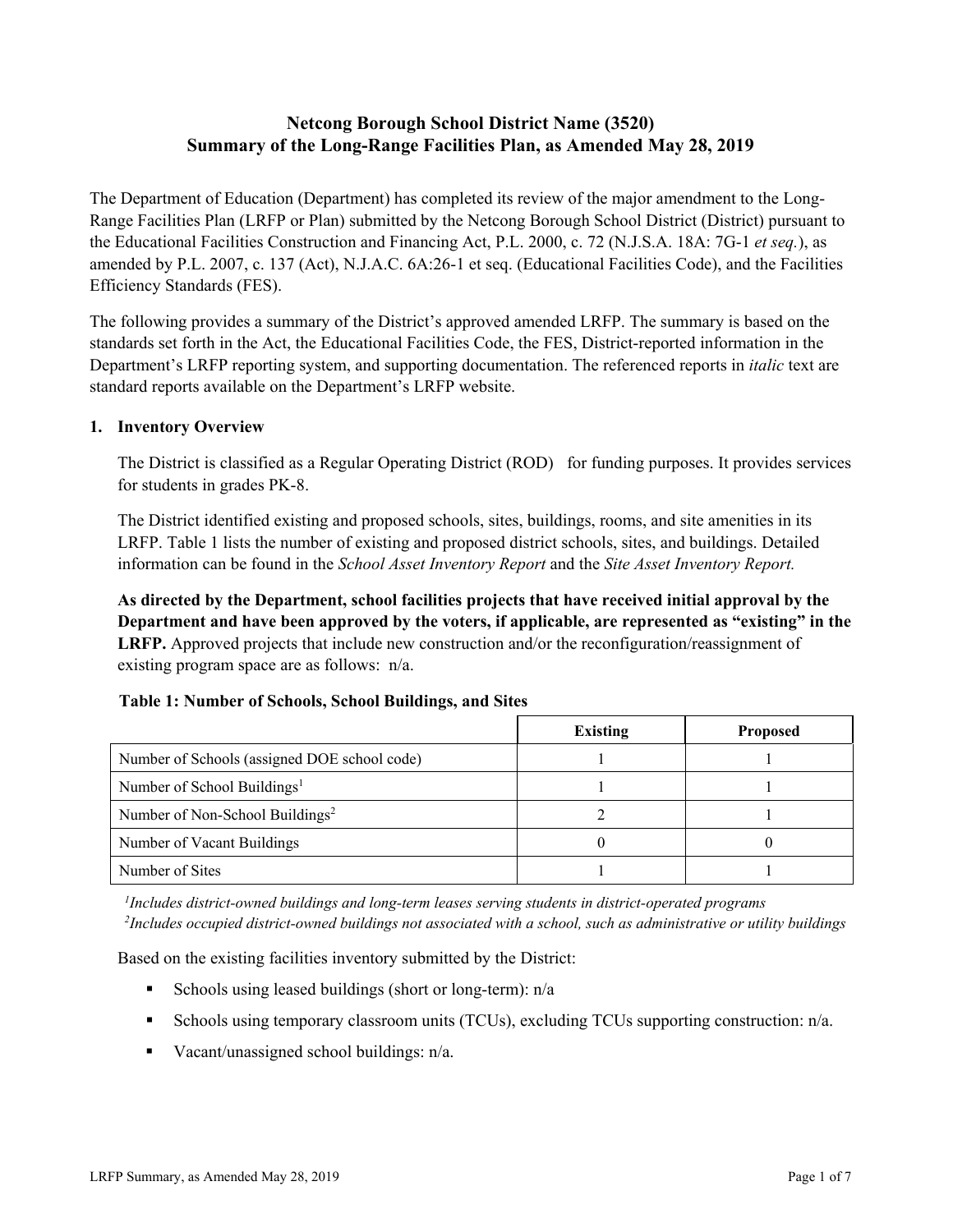# Netcong Borough School District Name (3520)
# Summary of the Long-Range Facilities Plan, as Amended May 28, 2019

The Department of Education (Department) has completed its review of the major amendment to the Long-Range Facilities Plan (LRFP or Plan) submitted by the Netcong Borough School District (District) pursuant to the Educational Facilities Construction and Financing Act, P.L. 2000, c. 72 (N.J.S.A. 18A: 7G-1 *et seq.*), as amended by P.L. 2007, c. 137 (Act), N.J.A.C. 6A:26-1 et seq. (Educational Facilities Code), and the Facilities Efficiency Standards (FES).

The following provides a summary of the District's approved amended LRFP. The summary is based on the standards set forth in the Act, the Educational Facilities Code, the FES, District-reported information in the Department's LRFP reporting system, and supporting documentation. The referenced reports in *italic* text are standard reports available on the Department's LRFP website.

## 1. Inventory Overview

The District is classified as a Regular Operating District (ROD) for funding purposes. It provides services for students in grades PK-8.

The District identified existing and proposed schools, sites, buildings, rooms, and site amenities in its LRFP. Table 1 lists the number of existing and proposed district schools, sites, and buildings. Detailed information can be found in the *School Asset Inventory Report* and the *Site Asset Inventory Report.*

**As directed by the Department, school facilities projects that have received initial approval by the Department and have been approved by the voters, if applicable, are represented as "existing" in the LRFP.** Approved projects that include new construction and/or the reconfiguration/reassignment of existing program space are as follows: n/a.

**Table 1: Number of Schools, School Buildings, and Sites**

| | Existing | Proposed |
|---|---|---|
| Number of Schools (assigned DOE school code) | 1 | 1 |
| Number of School Buildings[1] | 1 | 1 |
| Number of Non-School Buildings[2] | 2 | 1 |
| Number of Vacant Buildings | 0 | 0 |
| Number of Sites | 1 | 1 |

*[1]Includes district-owned buildings and long-term leases serving students in district-operated programs*
*[2]Includes occupied district-owned buildings not associated with a school, such as administrative or utility buildings*

Based on the existing facilities inventory submitted by the District:

- Schools using leased buildings (short or long-term): n/a
- Schools using temporary classroom units (TCUs), excluding TCUs supporting construction: n/a.
- Vacant/unassigned school buildings: n/a.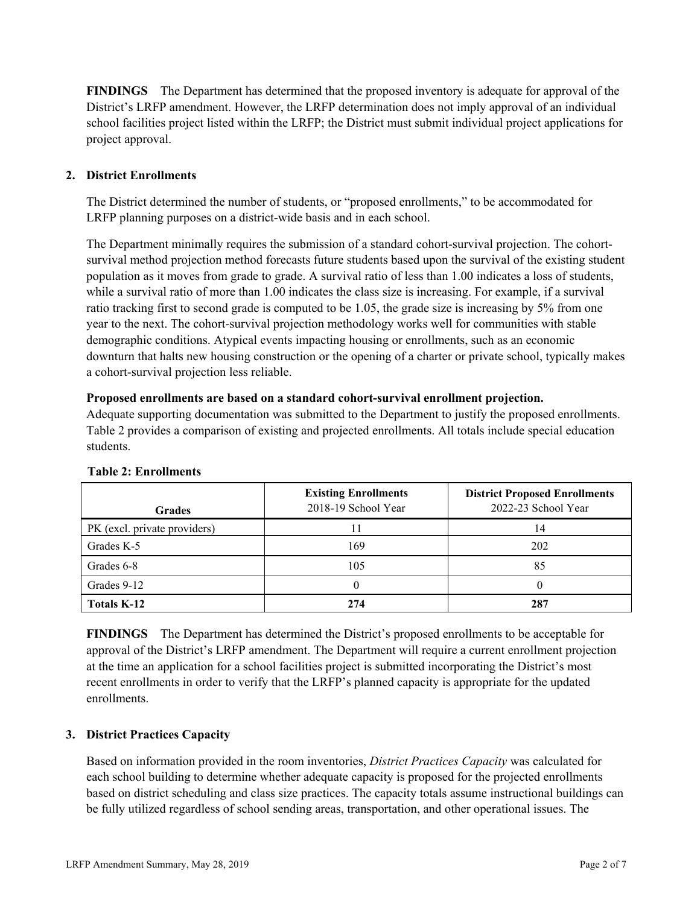**FINDINGS** The Department has determined that the proposed inventory is adequate for approval of the District's LRFP amendment. However, the LRFP determination does not imply approval of an individual school facilities project listed within the LRFP; the District must submit individual project applications for project approval.

## 2. District Enrollments

The District determined the number of students, or "proposed enrollments," to be accommodated for LRFP planning purposes on a district-wide basis and in each school.

The Department minimally requires the submission of a standard cohort-survival projection. The cohort-survival method projection method forecasts future students based upon the survival of the existing student population as it moves from grade to grade. A survival ratio of less than 1.00 indicates a loss of students, while a survival ratio of more than 1.00 indicates the class size is increasing. For example, if a survival ratio tracking first to second grade is computed to be 1.05, the grade size is increasing by 5% from one year to the next. The cohort-survival projection methodology works well for communities with stable demographic conditions. Atypical events impacting housing or enrollments, such as an economic downturn that halts new housing construction or the opening of a charter or private school, typically makes a cohort-survival projection less reliable.

**Proposed enrollments are based on a standard cohort-survival enrollment projection.**
Adequate supporting documentation was submitted to the Department to justify the proposed enrollments. Table 2 provides a comparison of existing and projected enrollments. All totals include special education students.

**Table 2: Enrollments**

| Grades | **Existing Enrollments** 2018-19 School Year | **District Proposed Enrollments** 2022-23 School Year |
|---|---|---|
| PK (excl. private providers) | 11 | 14 |
| Grades K-5 | 169 | 202 |
| Grades 6-8 | 105 | 85 |
| Grades 9-12 | 0 | 0 |
| **Totals K-12** | **274** | **287** |

**FINDINGS** The Department has determined the District's proposed enrollments to be acceptable for approval of the District's LRFP amendment. The Department will require a current enrollment projection at the time an application for a school facilities project is submitted incorporating the District's most recent enrollments in order to verify that the LRFP's planned capacity is appropriate for the updated enrollments.

## 3. District Practices Capacity

Based on information provided in the room inventories, *District Practices Capacity* was calculated for each school building to determine whether adequate capacity is proposed for the projected enrollments based on district scheduling and class size practices. The capacity totals assume instructional buildings can be fully utilized regardless of school sending areas, transportation, and other operational issues. The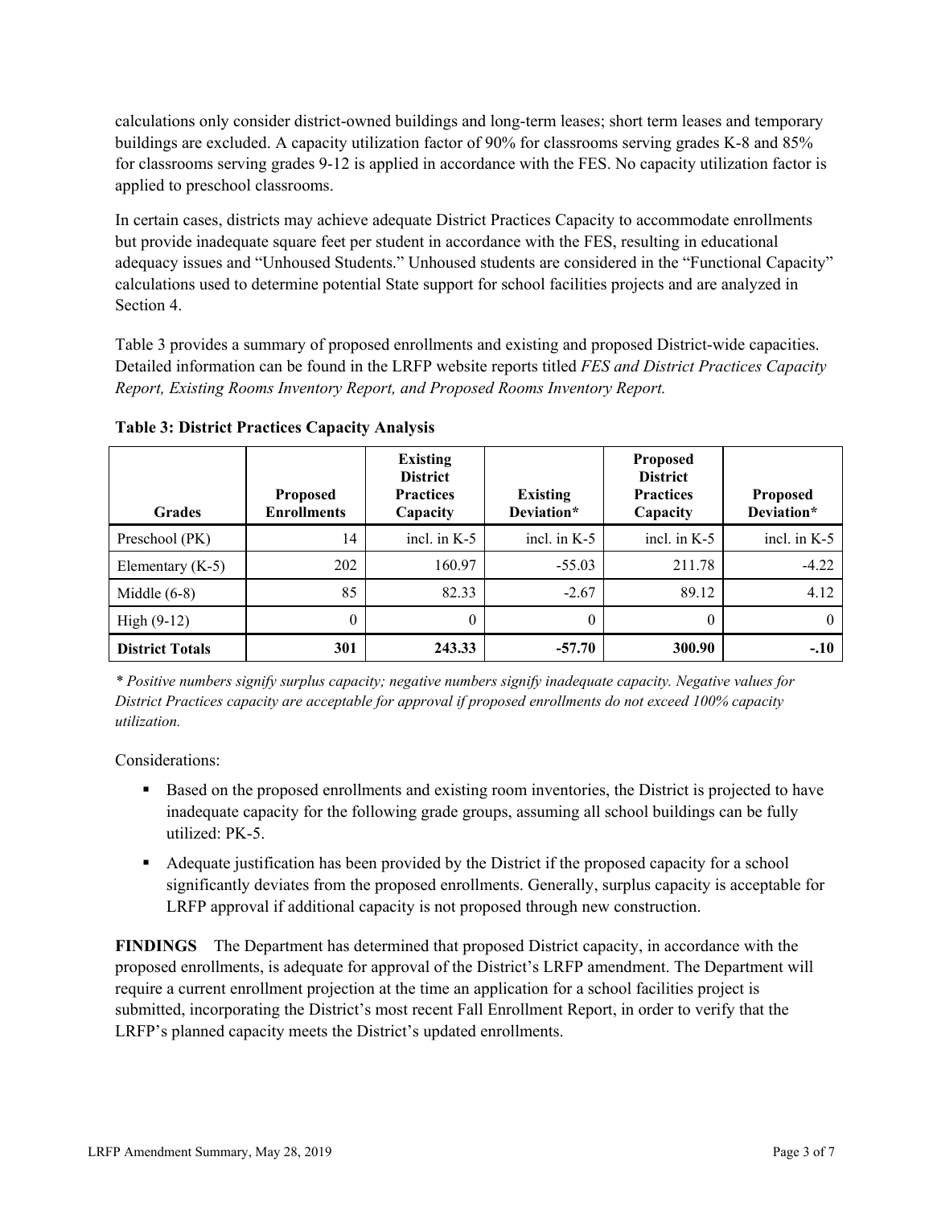calculations only consider district-owned buildings and long-term leases; short term leases and temporary buildings are excluded. A capacity utilization factor of 90% for classrooms serving grades K-8 and 85% for classrooms serving grades 9-12 is applied in accordance with the FES. No capacity utilization factor is applied to preschool classrooms.

In certain cases, districts may achieve adequate District Practices Capacity to accommodate enrollments but provide inadequate square feet per student in accordance with the FES, resulting in educational adequacy issues and "Unhoused Students." Unhoused students are considered in the "Functional Capacity" calculations used to determine potential State support for school facilities projects and are analyzed in Section 4.

Table 3 provides a summary of proposed enrollments and existing and proposed District-wide capacities. Detailed information can be found in the LRFP website reports titled *FES and District Practices Capacity Report, Existing Rooms Inventory Report, and Proposed Rooms Inventory Report.*

**Table 3: District Practices Capacity Analysis**

| Grades | Proposed Enrollments | Existing District Practices Capacity | Existing Deviation* | Proposed District Practices Capacity | Proposed Deviation* |
|---|---|---|---|---|---|
| Preschool (PK) | 14 | incl. in K-5 | incl. in K-5 | incl. in K-5 | incl. in K-5 |
| Elementary (K-5) | 202 | 160.97 | -55.03 | 211.78 | -4.22 |
| Middle (6-8) | 85 | 82.33 | -2.67 | 89.12 | 4.12 |
| High (9-12) | 0 | 0 | 0 | 0 | 0 |
| **District Totals** | **301** | **243.33** | **-57.70** | **300.90** | **-.10** |

*\* Positive numbers signify surplus capacity; negative numbers signify inadequate capacity. Negative values for District Practices capacity are acceptable for approval if proposed enrollments do not exceed 100% capacity utilization.*

Considerations:

- Based on the proposed enrollments and existing room inventories, the District is projected to have inadequate capacity for the following grade groups, assuming all school buildings can be fully utilized: PK-5.
- Adequate justification has been provided by the District if the proposed capacity for a school significantly deviates from the proposed enrollments. Generally, surplus capacity is acceptable for LRFP approval if additional capacity is not proposed through new construction.

**FINDINGS** The Department has determined that proposed District capacity, in accordance with the proposed enrollments, is adequate for approval of the District's LRFP amendment. The Department will require a current enrollment projection at the time an application for a school facilities project is submitted, incorporating the District's most recent Fall Enrollment Report, in order to verify that the LRFP's planned capacity meets the District's updated enrollments.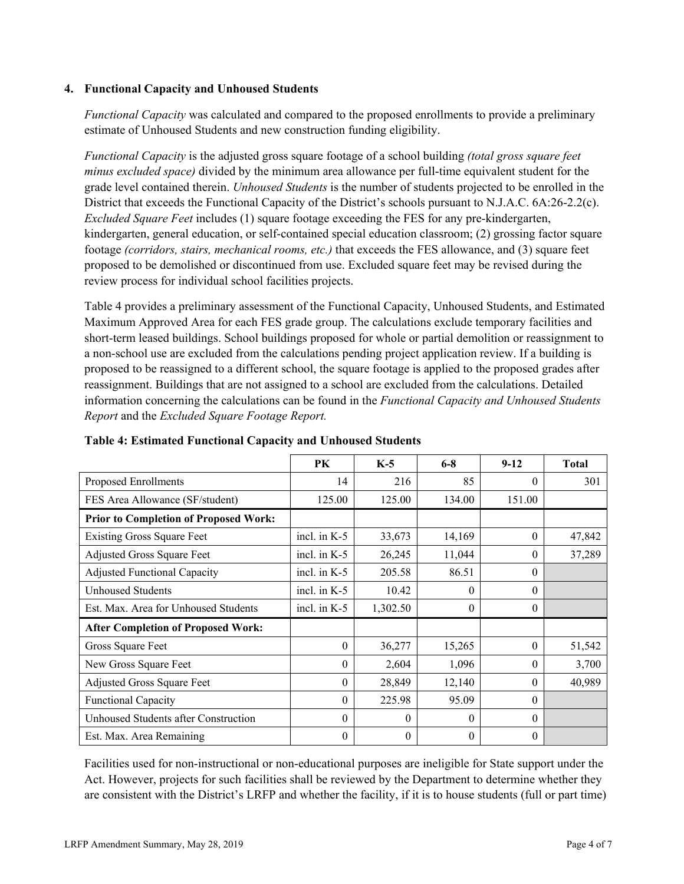## 4. Functional Capacity and Unhoused Students

*Functional Capacity* was calculated and compared to the proposed enrollments to provide a preliminary estimate of Unhoused Students and new construction funding eligibility.

*Functional Capacity* is the adjusted gross square footage of a school building *(total gross square feet minus excluded space)* divided by the minimum area allowance per full-time equivalent student for the grade level contained therein. *Unhoused Students* is the number of students projected to be enrolled in the District that exceeds the Functional Capacity of the District's schools pursuant to N.J.A.C. 6A:26-2.2(c). *Excluded Square Feet* includes (1) square footage exceeding the FES for any pre-kindergarten, kindergarten, general education, or self-contained special education classroom; (2) grossing factor square footage *(corridors, stairs, mechanical rooms, etc.)* that exceeds the FES allowance, and (3) square feet proposed to be demolished or discontinued from use. Excluded square feet may be revised during the review process for individual school facilities projects.

Table 4 provides a preliminary assessment of the Functional Capacity, Unhoused Students, and Estimated Maximum Approved Area for each FES grade group. The calculations exclude temporary facilities and short-term leased buildings. School buildings proposed for whole or partial demolition or reassignment to a non-school use are excluded from the calculations pending project application review. If a building is proposed to be reassigned to a different school, the square footage is applied to the proposed grades after reassignment. Buildings that are not assigned to a school are excluded from the calculations. Detailed information concerning the calculations can be found in the *Functional Capacity and Unhoused Students Report* and the *Excluded Square Footage Report.*

**Table 4: Estimated Functional Capacity and Unhoused Students**

| | PK | K-5 | 6-8 | 9-12 | Total |
|---|---|---|---|---|---|
| Proposed Enrollments | 14 | 216 | 85 | 0 | 301 |
| FES Area Allowance (SF/student) | 125.00 | 125.00 | 134.00 | 151.00 | |
| **Prior to Completion of Proposed Work:** | | | | | |
| Existing Gross Square Feet | incl. in K-5 | 33,673 | 14,169 | 0 | 47,842 |
| Adjusted Gross Square Feet | incl. in K-5 | 26,245 | 11,044 | 0 | 37,289 |
| Adjusted Functional Capacity | incl. in K-5 | 205.58 | 86.51 | 0 | |
| Unhoused Students | incl. in K-5 | 10.42 | 0 | 0 | |
| Est. Max. Area for Unhoused Students | incl. in K-5 | 1,302.50 | 0 | 0 | |
| **After Completion of Proposed Work:** | | | | | |
| Gross Square Feet | 0 | 36,277 | 15,265 | 0 | 51,542 |
| New Gross Square Feet | 0 | 2,604 | 1,096 | 0 | 3,700 |
| Adjusted Gross Square Feet | 0 | 28,849 | 12,140 | 0 | 40,989 |
| Functional Capacity | 0 | 225.98 | 95.09 | 0 | |
| Unhoused Students after Construction | 0 | 0 | 0 | 0 | |
| Est. Max. Area Remaining | 0 | 0 | 0 | 0 | |

Facilities used for non-instructional or non-educational purposes are ineligible for State support under the Act. However, projects for such facilities shall be reviewed by the Department to determine whether they are consistent with the District's LRFP and whether the facility, if it is to house students (full or part time)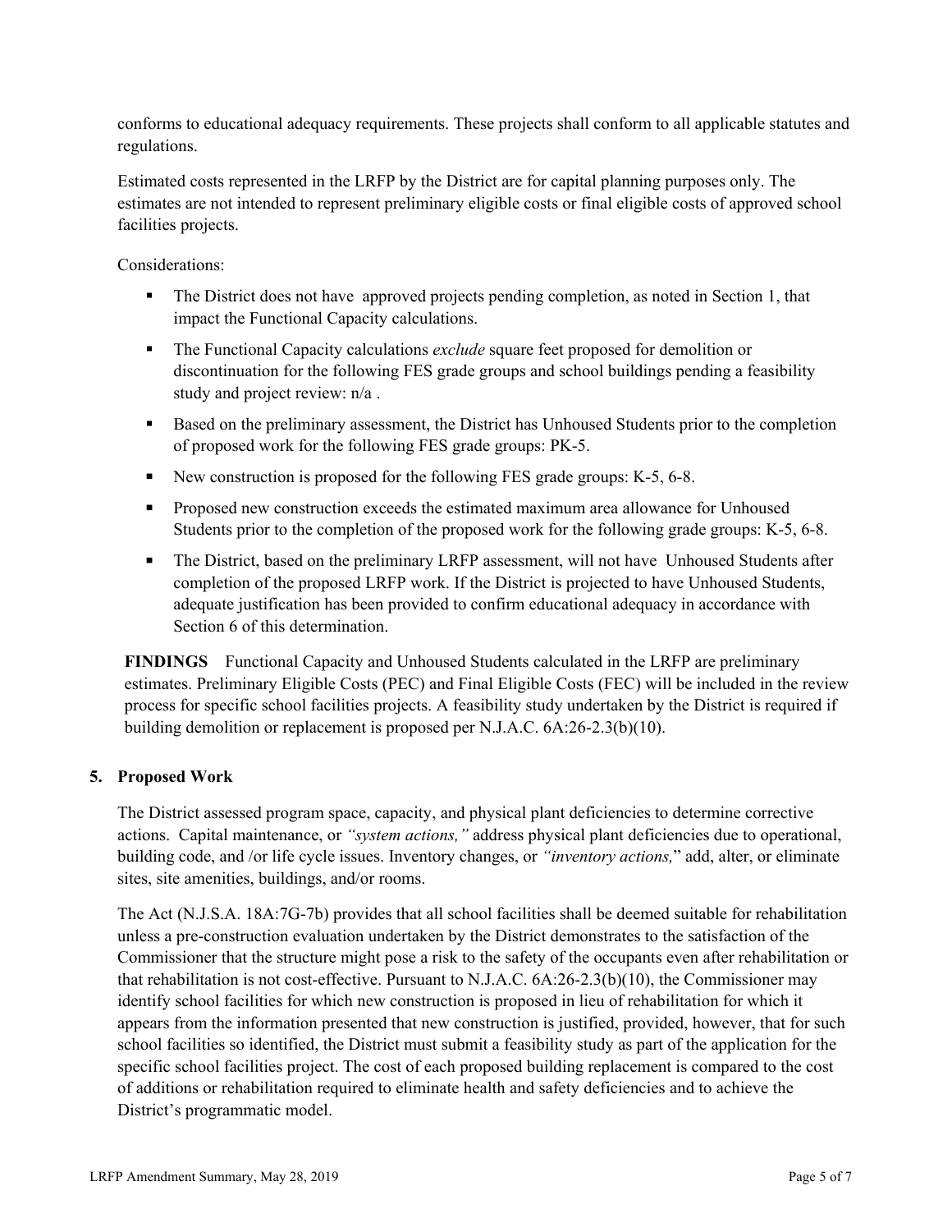conforms to educational adequacy requirements. These projects shall conform to all applicable statutes and regulations.

Estimated costs represented in the LRFP by the District are for capital planning purposes only. The estimates are not intended to represent preliminary eligible costs or final eligible costs of approved school facilities projects.

Considerations:

- The District does not have approved projects pending completion, as noted in Section 1, that impact the Functional Capacity calculations.
- The Functional Capacity calculations *exclude* square feet proposed for demolition or discontinuation for the following FES grade groups and school buildings pending a feasibility study and project review: n/a .
- Based on the preliminary assessment, the District has Unhoused Students prior to the completion of proposed work for the following FES grade groups: PK-5.
- New construction is proposed for the following FES grade groups: K-5, 6-8.
- Proposed new construction exceeds the estimated maximum area allowance for Unhoused Students prior to the completion of the proposed work for the following grade groups: K-5, 6-8.
- The District, based on the preliminary LRFP assessment, will not have Unhoused Students after completion of the proposed LRFP work. If the District is projected to have Unhoused Students, adequate justification has been provided to confirm educational adequacy in accordance with Section 6 of this determination.

**FINDINGS** Functional Capacity and Unhoused Students calculated in the LRFP are preliminary estimates. Preliminary Eligible Costs (PEC) and Final Eligible Costs (FEC) will be included in the review process for specific school facilities projects. A feasibility study undertaken by the District is required if building demolition or replacement is proposed per N.J.A.C. 6A:26-2.3(b)(10).

## 5. Proposed Work

The District assessed program space, capacity, and physical plant deficiencies to determine corrective actions. Capital maintenance, or *"system actions,"* address physical plant deficiencies due to operational, building code, and /or life cycle issues. Inventory changes, or *"inventory actions,"* add, alter, or eliminate sites, site amenities, buildings, and/or rooms.

The Act (N.J.S.A. 18A:7G-7b) provides that all school facilities shall be deemed suitable for rehabilitation unless a pre-construction evaluation undertaken by the District demonstrates to the satisfaction of the Commissioner that the structure might pose a risk to the safety of the occupants even after rehabilitation or that rehabilitation is not cost-effective. Pursuant to N.J.A.C. 6A:26-2.3(b)(10), the Commissioner may identify school facilities for which new construction is proposed in lieu of rehabilitation for which it appears from the information presented that new construction is justified, provided, however, that for such school facilities so identified, the District must submit a feasibility study as part of the application for the specific school facilities project. The cost of each proposed building replacement is compared to the cost of additions or rehabilitation required to eliminate health and safety deficiencies and to achieve the District's programmatic model.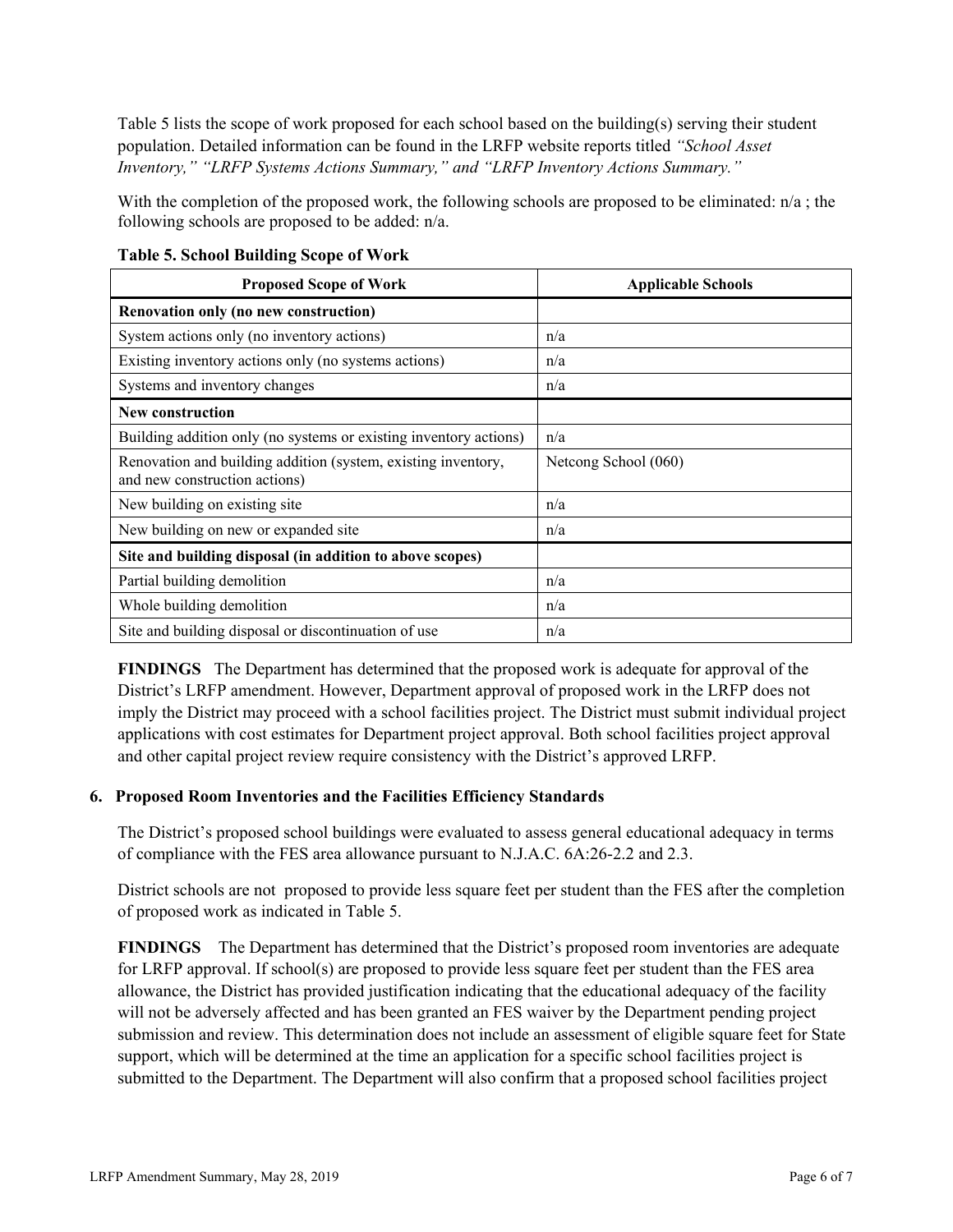Table 5 lists the scope of work proposed for each school based on the building(s) serving their student population. Detailed information can be found in the LRFP website reports titled *"School Asset Inventory," "LRFP Systems Actions Summary," and "LRFP Inventory Actions Summary."*

With the completion of the proposed work, the following schools are proposed to be eliminated: n/a ; the following schools are proposed to be added: n/a.

**Table 5. School Building Scope of Work**

| Proposed Scope of Work | Applicable Schools |
|---|---|
| **Renovation only (no new construction)** | |
| System actions only (no inventory actions) | n/a |
| Existing inventory actions only (no systems actions) | n/a |
| Systems and inventory changes | n/a |
| **New construction** | |
| Building addition only (no systems or existing inventory actions) | n/a |
| Renovation and building addition (system, existing inventory, and new construction actions) | Netcong School (060) |
| New building on existing site | n/a |
| New building on new or expanded site | n/a |
| **Site and building disposal (in addition to above scopes)** | |
| Partial building demolition | n/a |
| Whole building demolition | n/a |
| Site and building disposal or discontinuation of use | n/a |

**FINDINGS** The Department has determined that the proposed work is adequate for approval of the District's LRFP amendment. However, Department approval of proposed work in the LRFP does not imply the District may proceed with a school facilities project. The District must submit individual project applications with cost estimates for Department project approval. Both school facilities project approval and other capital project review require consistency with the District's approved LRFP.

## 6. Proposed Room Inventories and the Facilities Efficiency Standards

The District's proposed school buildings were evaluated to assess general educational adequacy in terms of compliance with the FES area allowance pursuant to N.J.A.C. 6A:26-2.2 and 2.3.

District schools are not proposed to provide less square feet per student than the FES after the completion of proposed work as indicated in Table 5.

**FINDINGS** The Department has determined that the District's proposed room inventories are adequate for LRFP approval. If school(s) are proposed to provide less square feet per student than the FES area allowance, the District has provided justification indicating that the educational adequacy of the facility will not be adversely affected and has been granted an FES waiver by the Department pending project submission and review. This determination does not include an assessment of eligible square feet for State support, which will be determined at the time an application for a specific school facilities project is submitted to the Department. The Department will also confirm that a proposed school facilities project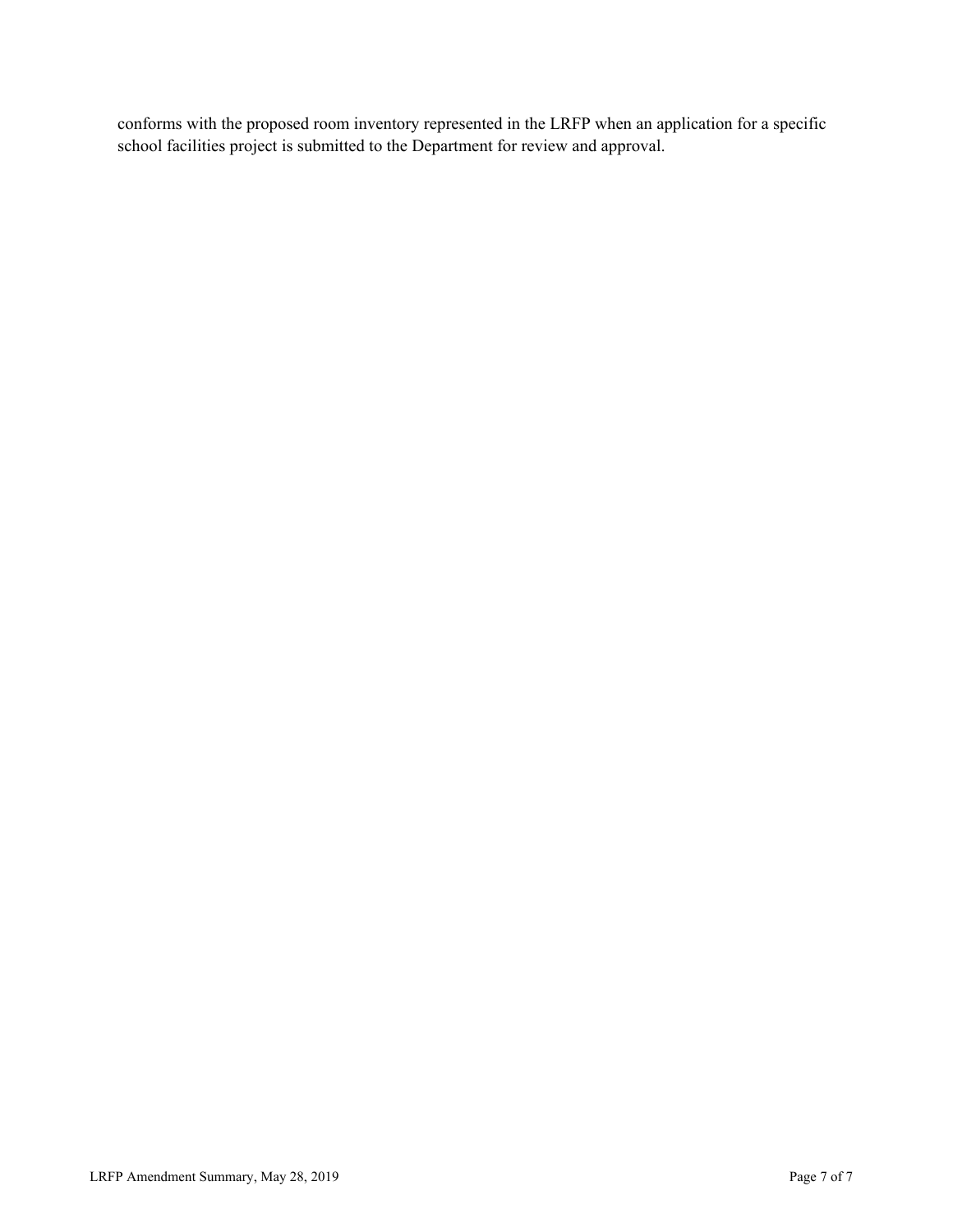conforms with the proposed room inventory represented in the LRFP when an application for a specific school facilities project is submitted to the Department for review and approval.